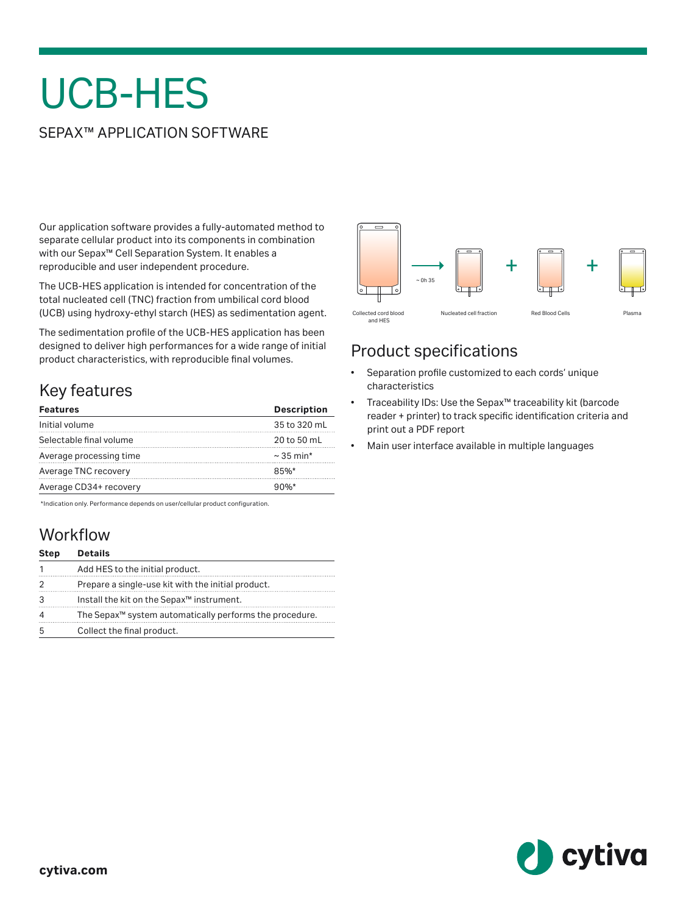# UCB-HES

## SEPAX™ APPLICATION SOFTWARE

Our application software provides a fully-automated method to separate cellular product into its components in combination with our Sepax™ Cell Separation System. It enables a reproducible and user independent procedure.

The UCB-HES application is intended for concentration of the total nucleated cell (TNC) fraction from umbilical cord blood (UCB) using hydroxy-ethyl starch (HES) as sedimentation agent.

The sedimentation profile of the UCB-HES application has been designed to deliver high performances for a wide range of initial product characteristics, with reproducible final volumes.

~ 0h 35

Collected cord blood and HES → Nucleated cell fraction + Red Blood Cells + Plasma

## Key features

| Features | Description |
|---|---|
| Initial volume | 35 to 320 mL |
| Selectable final volume | 20 to 50 mL |
| Average processing time | ~ 35 min* |
| Average TNC recovery | 85%* |
| Average CD34+ recovery | 90%* |

*Indication only. Performance depends on user/cellular product configuration.

## Workflow

| Step | Details |
|---|---|
| 1 | Add HES to the initial product. |
| 2 | Prepare a single-use kit with the initial product. |
| 3 | Install the kit on the Sepax™ instrument. |
| 4 | The Sepax™ system automatically performs the procedure. |
| 5 | Collect the final product. |

## Product specifications

- Separation profile customized to each cords' unique characteristics
- Traceability IDs: Use the Sepax™ traceability kit (barcode reader + printer) to track specific identification criteria and print out a PDF report
- Main user interface available in multiple languages

cytiva.com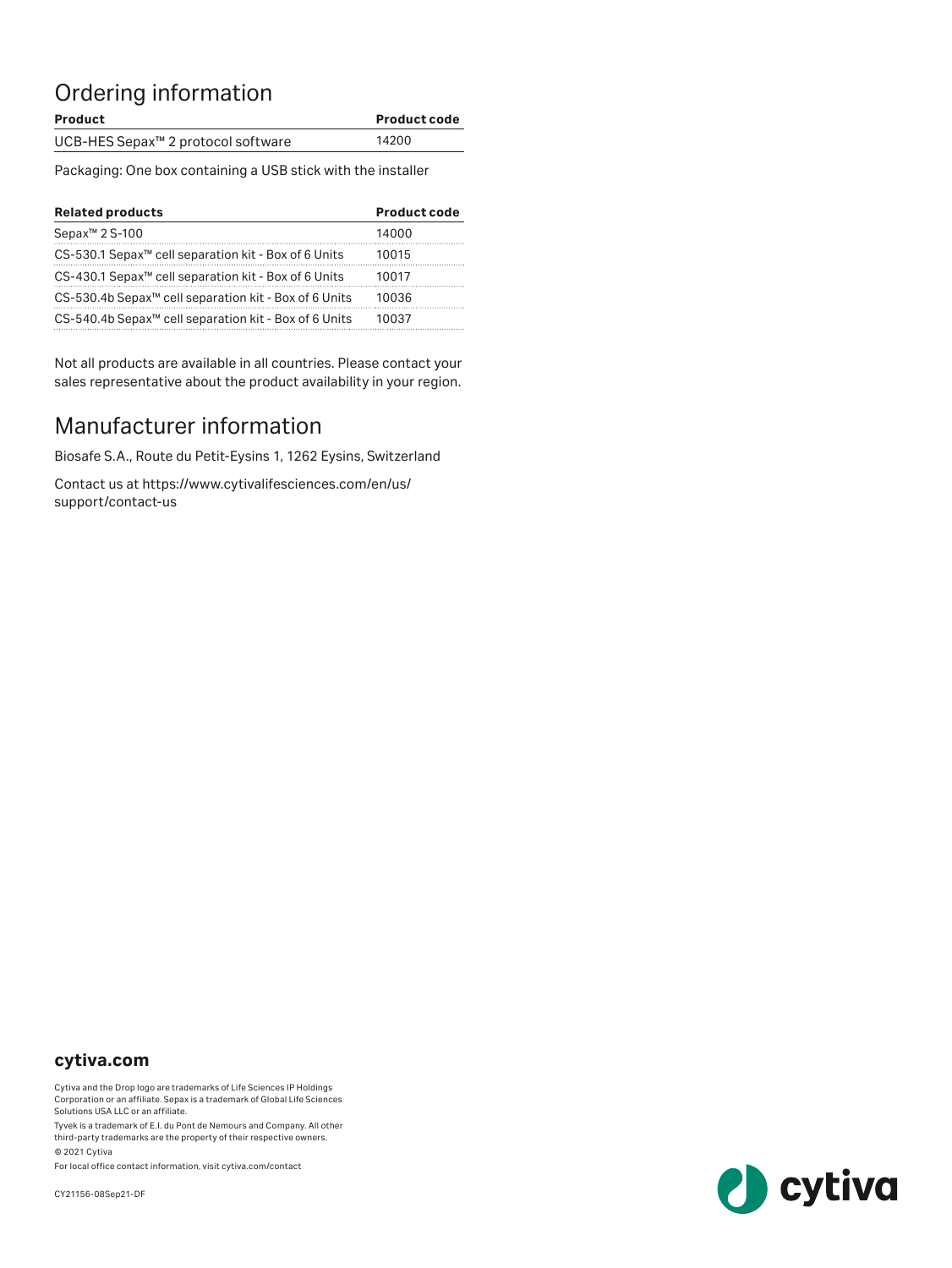## Ordering information

| Product | Product code |
|---|---|
| UCB-HES Sepax™ 2 protocol software | 14200 |

Packaging: One box containing a USB stick with the installer

| Related products | Product code |
|---|---|
| Sepax™ 2 S-100 | 14000 |
| CS-530.1 Sepax™ cell separation kit - Box of 6 Units | 10015 |
| CS-430.1 Sepax™ cell separation kit - Box of 6 Units | 10017 |
| CS-530.4b Sepax™ cell separation kit - Box of 6 Units | 10036 |
| CS-540.4b Sepax™ cell separation kit - Box of 6 Units | 10037 |

Not all products are available in all countries. Please contact your sales representative about the product availability in your region.

## Manufacturer information

Biosafe S.A., Route du Petit-Eysins 1, 1262 Eysins, Switzerland

Contact us at https://www.cytivalifesciences.com/en/us/support/contact-us

**cytiva.com**

Cytiva and the Drop logo are trademarks of Life Sciences IP Holdings Corporation or an affiliate. Sepax is a trademark of Global Life Sciences Solutions USA LLC or an affiliate.

Tyvek is a trademark of E.I. du Pont de Nemours and Company. All other third-party trademarks are the property of their respective owners.

© 2021 Cytiva

For local office contact information, visit cytiva.com/contact

CY21156-08Sep21-DF